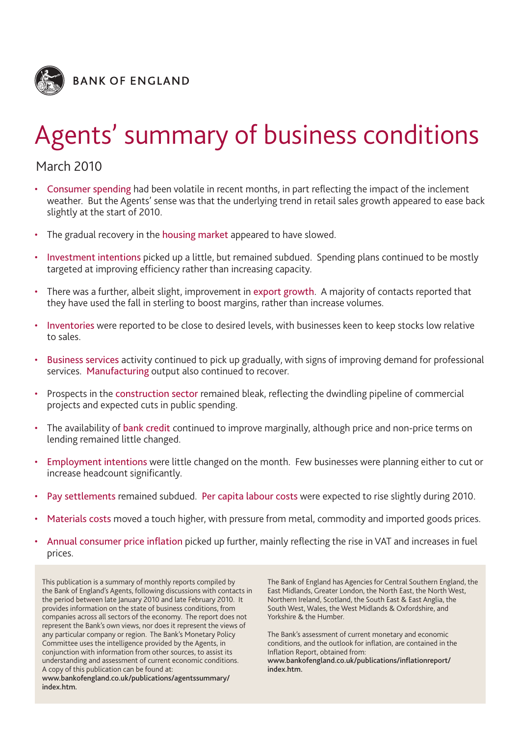BANK OF ENGLAND

# Agents' summary of business conditions

March 2010

- Consumer spending had been volatile in recent months, in part reflecting the impact of the inclement weather. But the Agents' sense was that the underlying trend in retail sales growth appeared to ease back slightly at the start of 2010.
- The gradual recovery in the housing market appeared to have slowed.
- Investment intentions picked up a little, but remained subdued. Spending plans continued to be mostly targeted at improving efficiency rather than increasing capacity.
- There was a further, albeit slight, improvement in export growth. A majority of contacts reported that they have used the fall in sterling to boost margins, rather than increase volumes.
- Inventories were reported to be close to desired levels, with businesses keen to keep stocks low relative to sales.
- Business services activity continued to pick up gradually, with signs of improving demand for professional services. Manufacturing output also continued to recover.
- Prospects in the construction sector remained bleak, reflecting the dwindling pipeline of commercial projects and expected cuts in public spending.
- The availability of bank credit continued to improve marginally, although price and non-price terms on lending remained little changed.
- Employment intentions were little changed on the month. Few businesses were planning either to cut or increase headcount significantly.
- Pay settlements remained subdued. Per capita labour costs were expected to rise slightly during 2010.
- Materials costs moved a touch higher, with pressure from metal, commodity and imported goods prices.
- Annual consumer price inflation picked up further, mainly reflecting the rise in VAT and increases in fuel prices.

This publication is a summary of monthly reports compiled by the Bank of England's Agents, following discussions with contacts in the period between late January 2010 and late February 2010. It provides information on the state of business conditions, from companies across all sectors of the economy. The report does not represent the Bank's own views, nor does it represent the views of any particular company or region. The Bank's Monetary Policy Committee uses the intelligence provided by the Agents, in conjunction with information from other sources, to assist its understanding and assessment of current economic conditions. A copy of this publication can be found at:
**www.bankofengland.co.uk/publications/agentssummary/index.htm.**

The Bank of England has Agencies for Central Southern England, the East Midlands, Greater London, the North East, the North West, Northern Ireland, Scotland, the South East & East Anglia, the South West, Wales, the West Midlands & Oxfordshire, and Yorkshire & the Humber.

The Bank's assessment of current monetary and economic conditions, and the outlook for inflation, are contained in the Inflation Report, obtained from:
**www.bankofengland.co.uk/publications/inflationreport/index.htm.**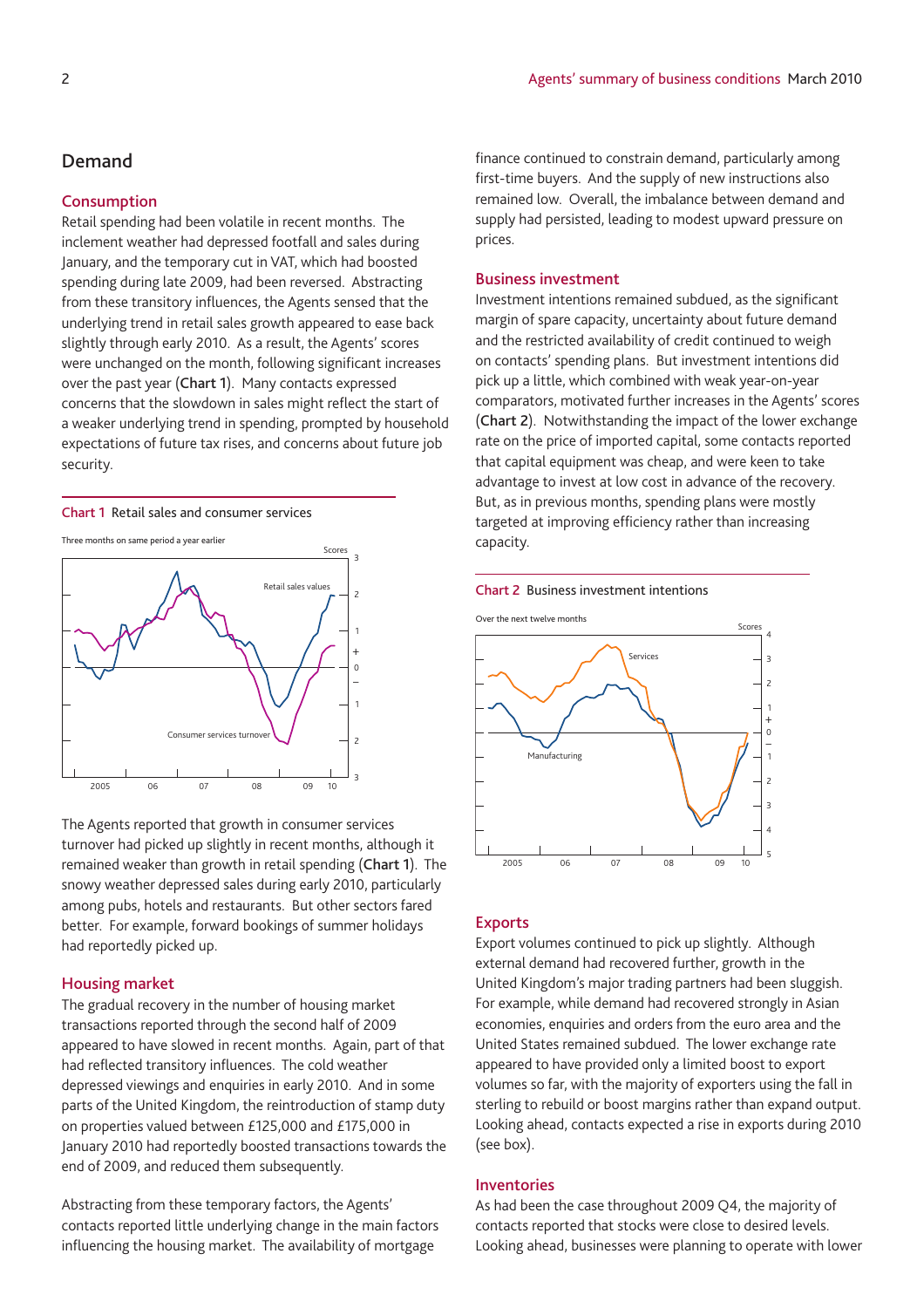## Demand

### Consumption

Retail spending had been volatile in recent months. The inclement weather had depressed footfall and sales during January, and the temporary cut in VAT, which had boosted spending during late 2009, had been reversed. Abstracting from these transitory influences, the Agents sensed that the underlying trend in retail sales growth appeared to ease back slightly through early 2010. As a result, the Agents' scores were unchanged on the month, following significant increases over the past year (**Chart 1**). Many contacts expressed concerns that the slowdown in sales might reflect the start of a weaker underlying trend in spending, prompted by household expectations of future tax rises, and concerns about future job security.

Chart 1 Retail sales and consumer services

The Agents reported that growth in consumer services turnover had picked up slightly in recent months, although it remained weaker than growth in retail spending (**Chart 1**). The snowy weather depressed sales during early 2010, particularly among pubs, hotels and restaurants. But other sectors fared better. For example, forward bookings of summer holidays had reportedly picked up.

### Housing market

The gradual recovery in the number of housing market transactions reported through the second half of 2009 appeared to have slowed in recent months. Again, part of that had reflected transitory influences. The cold weather depressed viewings and enquiries in early 2010. And in some parts of the United Kingdom, the reintroduction of stamp duty on properties valued between £125,000 and £175,000 in January 2010 had reportedly boosted transactions towards the end of 2009, and reduced them subsequently.

Abstracting from these temporary factors, the Agents' contacts reported little underlying change in the main factors influencing the housing market. The availability of mortgage finance continued to constrain demand, particularly among first-time buyers. And the supply of new instructions also remained low. Overall, the imbalance between demand and supply had persisted, leading to modest upward pressure on prices.

### Business investment

Investment intentions remained subdued, as the significant margin of spare capacity, uncertainty about future demand and the restricted availability of credit continued to weigh on contacts' spending plans. But investment intentions did pick up a little, which combined with weak year-on-year comparators, motivated further increases in the Agents' scores (**Chart 2**). Notwithstanding the impact of the lower exchange rate on the price of imported capital, some contacts reported that capital equipment was cheap, and were keen to take advantage to invest at low cost in advance of the recovery. But, as in previous months, spending plans were mostly targeted at improving efficiency rather than increasing capacity.

Chart 2 Business investment intentions

### Exports

Export volumes continued to pick up slightly. Although external demand had recovered further, growth in the United Kingdom's major trading partners had been sluggish. For example, while demand had recovered strongly in Asian economies, enquiries and orders from the euro area and the United States remained subdued. The lower exchange rate appeared to have provided only a limited boost to export volumes so far, with the majority of exporters using the fall in sterling to rebuild or boost margins rather than expand output. Looking ahead, contacts expected a rise in exports during 2010 (see box).

### Inventories

As had been the case throughout 2009 Q4, the majority of contacts reported that stocks were close to desired levels. Looking ahead, businesses were planning to operate with lower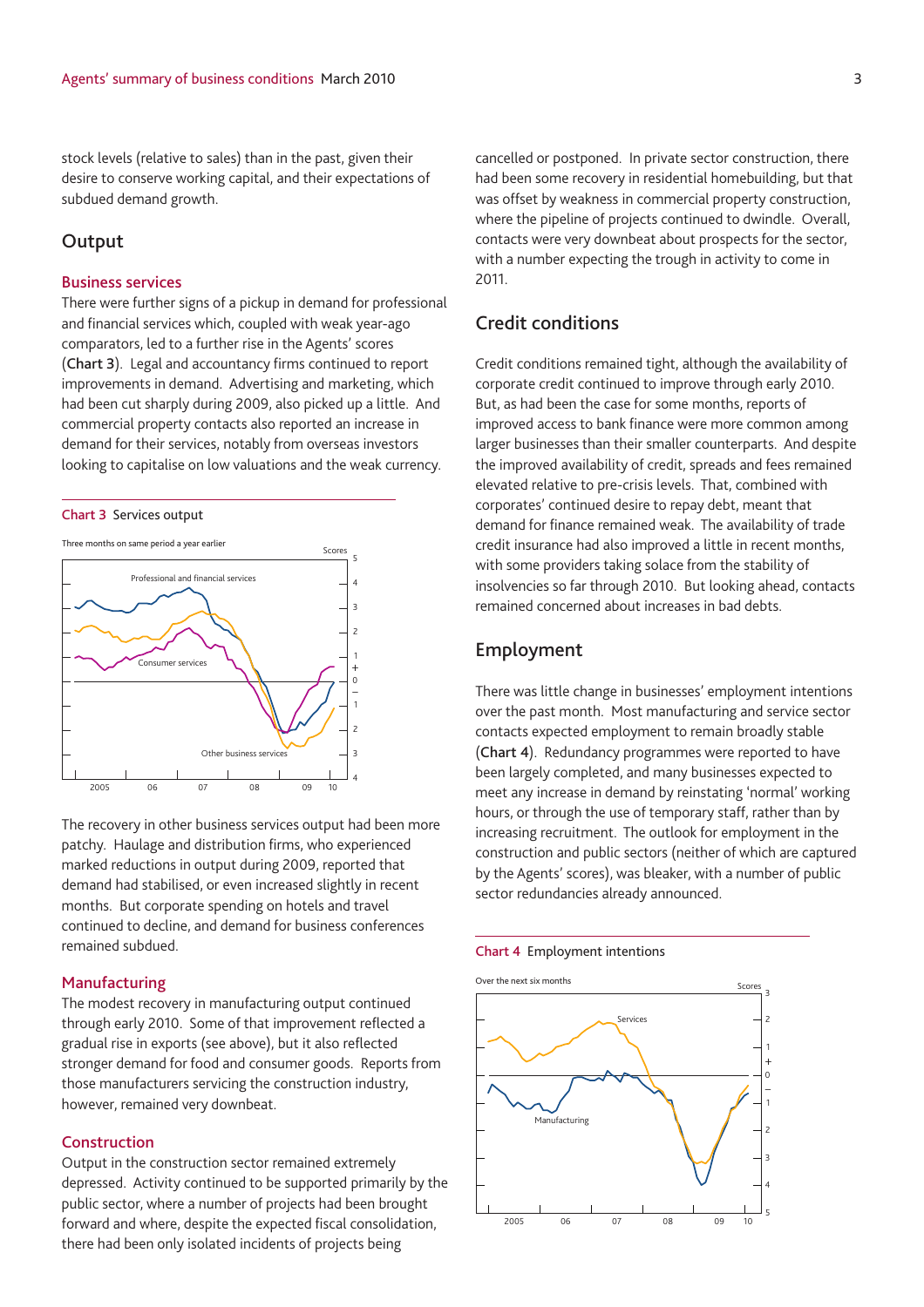stock levels (relative to sales) than in the past, given their desire to conserve working capital, and their expectations of subdued demand growth.

## Output

### Business services

There were further signs of a pickup in demand for professional and financial services which, coupled with weak year-ago comparators, led to a further rise in the Agents' scores (**Chart 3**). Legal and accountancy firms continued to report improvements in demand. Advertising and marketing, which had been cut sharply during 2009, also picked up a little. And commercial property contacts also reported an increase in demand for their services, notably from overseas investors looking to capitalise on low valuations and the weak currency.

**Chart 3** Services output

The recovery in other business services output had been more patchy. Haulage and distribution firms, who experienced marked reductions in output during 2009, reported that demand had stabilised, or even increased slightly in recent months. But corporate spending on hotels and travel continued to decline, and demand for business conferences remained subdued.

### Manufacturing

The modest recovery in manufacturing output continued through early 2010. Some of that improvement reflected a gradual rise in exports (see above), but it also reflected stronger demand for food and consumer goods. Reports from those manufacturers servicing the construction industry, however, remained very downbeat.

### Construction

Output in the construction sector remained extremely depressed. Activity continued to be supported primarily by the public sector, where a number of projects had been brought forward and where, despite the expected fiscal consolidation, there had been only isolated incidents of projects being cancelled or postponed. In private sector construction, there had been some recovery in residential homebuilding, but that was offset by weakness in commercial property construction, where the pipeline of projects continued to dwindle. Overall, contacts were very downbeat about prospects for the sector, with a number expecting the trough in activity to come in 2011.

## Credit conditions

Credit conditions remained tight, although the availability of corporate credit continued to improve through early 2010. But, as had been the case for some months, reports of improved access to bank finance were more common among larger businesses than their smaller counterparts. And despite the improved availability of credit, spreads and fees remained elevated relative to pre-crisis levels. That, combined with corporates' continued desire to repay debt, meant that demand for finance remained weak. The availability of trade credit insurance had also improved a little in recent months, with some providers taking solace from the stability of insolvencies so far through 2010. But looking ahead, contacts remained concerned about increases in bad debts.

## Employment

There was little change in businesses' employment intentions over the past month. Most manufacturing and service sector contacts expected employment to remain broadly stable (**Chart 4**). Redundancy programmes were reported to have been largely completed, and many businesses expected to meet any increase in demand by reinstating 'normal' working hours, or through the use of temporary staff, rather than by increasing recruitment. The outlook for employment in the construction and public sectors (neither of which are captured by the Agents' scores), was bleaker, with a number of public sector redundancies already announced.

**Chart 4** Employment intentions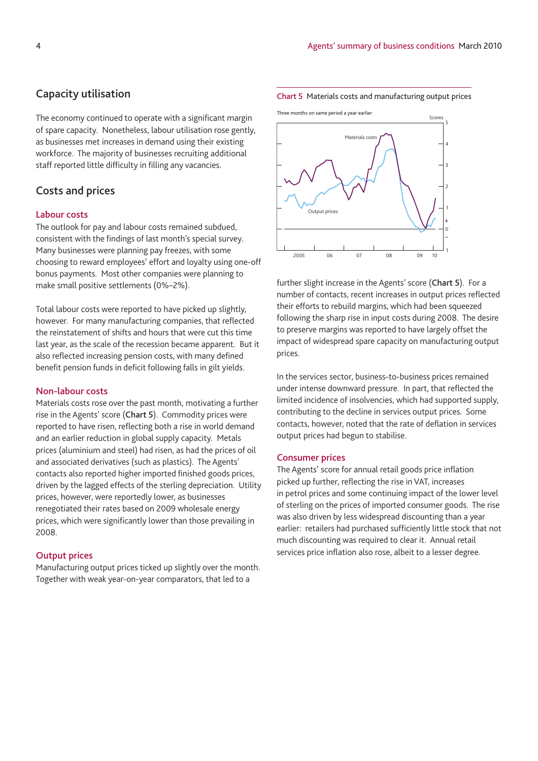## Capacity utilisation

The economy continued to operate with a significant margin of spare capacity. Nonetheless, labour utilisation rose gently, as businesses met increases in demand using their existing workforce. The majority of businesses recruiting additional staff reported little difficulty in filling any vacancies.

## Costs and prices

### Labour costs

The outlook for pay and labour costs remained subdued, consistent with the findings of last month's special survey. Many businesses were planning pay freezes, with some choosing to reward employees' effort and loyalty using one-off bonus payments. Most other companies were planning to make small positive settlements (0%–2%).

Total labour costs were reported to have picked up slightly, however. For many manufacturing companies, that reflected the reinstatement of shifts and hours that were cut this time last year, as the scale of the recession became apparent. But it also reflected increasing pension costs, with many defined benefit pension funds in deficit following falls in gilt yields.

### Non-labour costs

Materials costs rose over the past month, motivating a further rise in the Agents' score (**Chart 5**). Commodity prices were reported to have risen, reflecting both a rise in world demand and an earlier reduction in global supply capacity. Metals prices (aluminium and steel) had risen, as had the prices of oil and associated derivatives (such as plastics). The Agents' contacts also reported higher imported finished goods prices, driven by the lagged effects of the sterling depreciation. Utility prices, however, were reportedly lower, as businesses renegotiated their rates based on 2009 wholesale energy prices, which were significantly lower than those prevailing in 2008.

### Output prices

Manufacturing output prices ticked up slightly over the month. Together with weak year-on-year comparators, that led to a further slight increase in the Agents' score (**Chart 5**). For a number of contacts, recent increases in output prices reflected their efforts to rebuild margins, which had been squeezed following the sharp rise in input costs during 2008. The desire to preserve margins was reported to have largely offset the impact of widespread spare capacity on manufacturing output prices.

In the services sector, business-to-business prices remained under intense downward pressure. In part, that reflected the limited incidence of insolvencies, which had supported supply, contributing to the decline in services output prices. Some contacts, however, noted that the rate of deflation in services output prices had begun to stabilise.

### Consumer prices

The Agents' score for annual retail goods price inflation picked up further, reflecting the rise in VAT, increases in petrol prices and some continuing impact of the lower level of sterling on the prices of imported consumer goods. The rise was also driven by less widespread discounting than a year earlier: retailers had purchased sufficiently little stock that not much discounting was required to clear it. Annual retail services price inflation also rose, albeit to a lesser degree.

**Chart 5** Materials costs and manufacturing output prices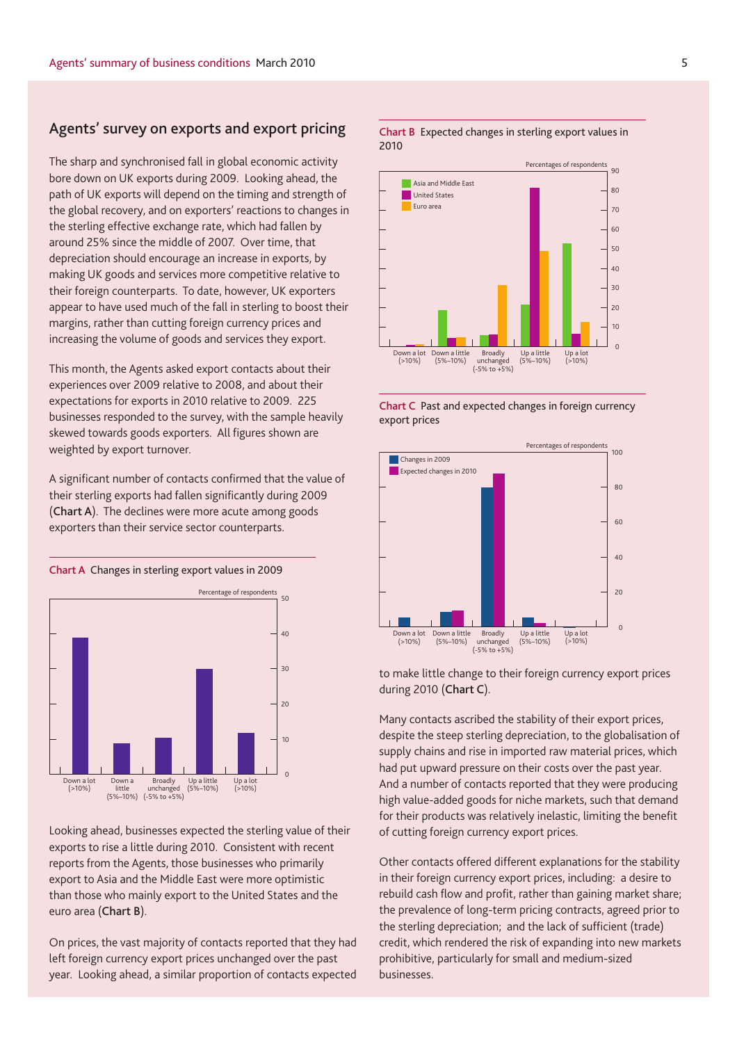## Agents' survey on exports and export pricing

The sharp and synchronised fall in global economic activity bore down on UK exports during 2009. Looking ahead, the path of UK exports will depend on the timing and strength of the global recovery, and on exporters' reactions to changes in the sterling effective exchange rate, which had fallen by around 25% since the middle of 2007. Over time, that depreciation should encourage an increase in exports, by making UK goods and services more competitive relative to their foreign counterparts. To date, however, UK exporters appear to have used much of the fall in sterling to boost their margins, rather than cutting foreign currency prices and increasing the volume of goods and services they export.

This month, the Agents asked export contacts about their experiences over 2009 relative to 2008, and about their expectations for exports in 2010 relative to 2009. 225 businesses responded to the survey, with the sample heavily skewed towards goods exporters. All figures shown are weighted by export turnover.

A significant number of contacts confirmed that the value of their sterling exports had fallen significantly during 2009 (**Chart A**). The declines were more acute among goods exporters than their service sector counterparts.

**Chart A** Changes in sterling export values in 2009

Percentage of respondents

50
40
30
20
10
0

Down a lot (>10%)
Down a little (5%–10%)
Broadly unchanged (-5% to +5%)
Up a little (5%–10%)
Up a lot (>10%)

Looking ahead, businesses expected the sterling value of their exports to rise a little during 2010. Consistent with recent reports from the Agents, those businesses who primarily export to Asia and the Middle East were more optimistic than those who mainly export to the United States and the euro area (**Chart B**).

On prices, the vast majority of contacts reported that they had left foreign currency export prices unchanged over the past year. Looking ahead, a similar proportion of contacts expected to make little change to their foreign currency export prices during 2010 (**Chart C**).

**Chart B** Expected changes in sterling export values in 2010

Percentages of respondents

Asia and Middle East
United States
Euro area

90
80
70
60
50
40
30
20
10
0

Down a lot (>10%)
Down a little (5%–10%)
Broadly unchanged (-5% to +5%)
Up a little (5%–10%)
Up a lot (>10%)

**Chart C** Past and expected changes in foreign currency export prices

Percentages of respondents

Changes in 2009
Expected changes in 2010

100
80
60
40
20
0

Down a lot (>10%)
Down a little (5%–10%)
Broadly unchanged (-5% to +5%)
Up a little (5%–10%)
Up a lot (>10%)

Many contacts ascribed the stability of their export prices, despite the steep sterling depreciation, to the globalisation of supply chains and rise in imported raw material prices, which had put upward pressure on their costs over the past year. And a number of contacts reported that they were producing high value-added goods for niche markets, such that demand for their products was relatively inelastic, limiting the benefit of cutting foreign currency export prices.

Other contacts offered different explanations for the stability in their foreign currency export prices, including: a desire to rebuild cash flow and profit, rather than gaining market share; the prevalence of long-term pricing contracts, agreed prior to the sterling depreciation; and the lack of sufficient (trade) credit, which rendered the risk of expanding into new markets prohibitive, particularly for small and medium-sized businesses.